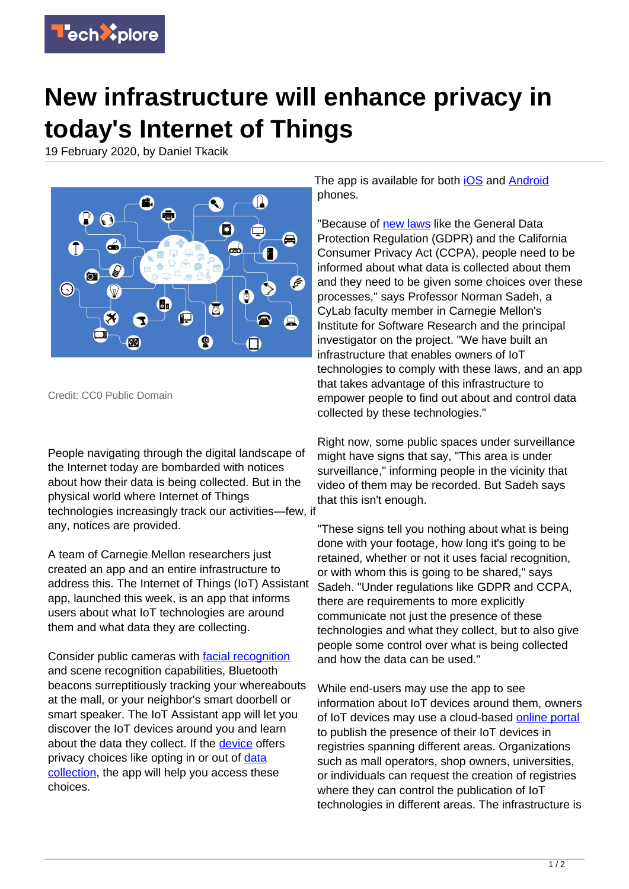# New infrastructure will enhance privacy in today's Internet of Things

19 February 2020, by Daniel Tkacik

Credit: CC0 Public Domain

People navigating through the digital landscape of the Internet today are bombarded with notices about how their data is being collected. But in the physical world where Internet of Things technologies increasingly track our activities—few, if any, notices are provided.

A team of Carnegie Mellon researchers just created an app and an entire infrastructure to address this. The Internet of Things (IoT) Assistant app, launched this week, is an app that informs users about what IoT technologies are around them and what data they are collecting.

Consider public cameras with facial recognition and scene recognition capabilities, Bluetooth beacons surreptitiously tracking your whereabouts at the mall, or your neighbor's smart doorbell or smart speaker. The IoT Assistant app will let you discover the IoT devices around you and learn about the data they collect. If the device offers privacy choices like opting in or out of data collection, the app will help you access these choices.

The app is available for both iOS and Android phones.

"Because of new laws like the General Data Protection Regulation (GDPR) and the California Consumer Privacy Act (CCPA), people need to be informed about what data is collected about them and they need to be given some choices over these processes," says Professor Norman Sadeh, a CyLab faculty member in Carnegie Mellon's Institute for Software Research and the principal investigator on the project. "We have built an infrastructure that enables owners of IoT technologies to comply with these laws, and an app that takes advantage of this infrastructure to empower people to find out about and control data collected by these technologies."

Right now, some public spaces under surveillance might have signs that say, "This area is under surveillance," informing people in the vicinity that video of them may be recorded. But Sadeh says that this isn't enough.

"These signs tell you nothing about what is being done with your footage, how long it's going to be retained, whether or not it uses facial recognition, or with whom this is going to be shared," says Sadeh. "Under regulations like GDPR and CCPA, there are requirements to more explicitly communicate not just the presence of these technologies and what they collect, but to also give people some control over what is being collected and how the data can be used."

While end-users may use the app to see information about IoT devices around them, owners of IoT devices may use a cloud-based online portal to publish the presence of their IoT devices in registries spanning different areas. Organizations such as mall operators, shop owners, universities, or individuals can request the creation of registries where they can control the publication of IoT technologies in different areas. The infrastructure is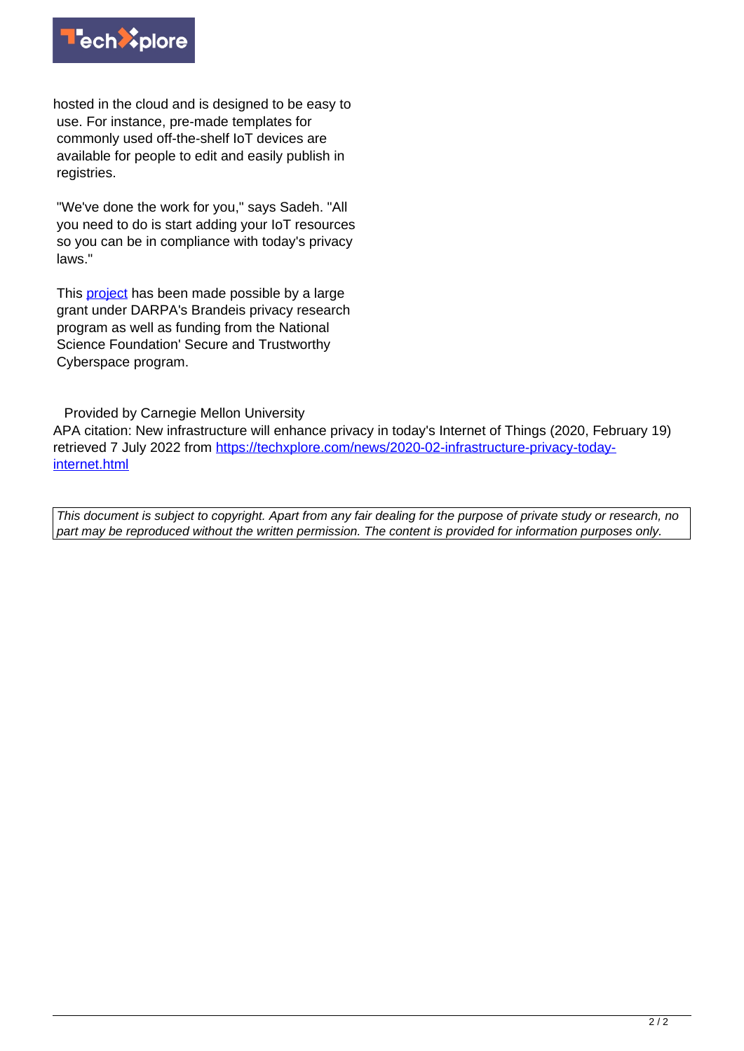hosted in the cloud and is designed to be easy to use. For instance, pre-made templates for commonly used off-the-shelf IoT devices are available for people to edit and easily publish in registries.

"We've done the work for you," says Sadeh. "All you need to do is start adding your IoT resources so you can be in compliance with today's privacy laws."

This [project](https://techxplore.com/tags/project/) has been made possible by a large grant under DARPA's Brandeis privacy research program as well as funding from the National Science Foundation' Secure and Trustworthy Cyberspace program.

Provided by Carnegie Mellon University

APA citation: New infrastructure will enhance privacy in today's Internet of Things (2020, February 19) retrieved 7 July 2022 from https://techxplore.com/news/2020-02-infrastructure-privacy-today-internet.html

*This document is subject to copyright. Apart from any fair dealing for the purpose of private study or research, no part may be reproduced without the written permission. The content is provided for information purposes only.*